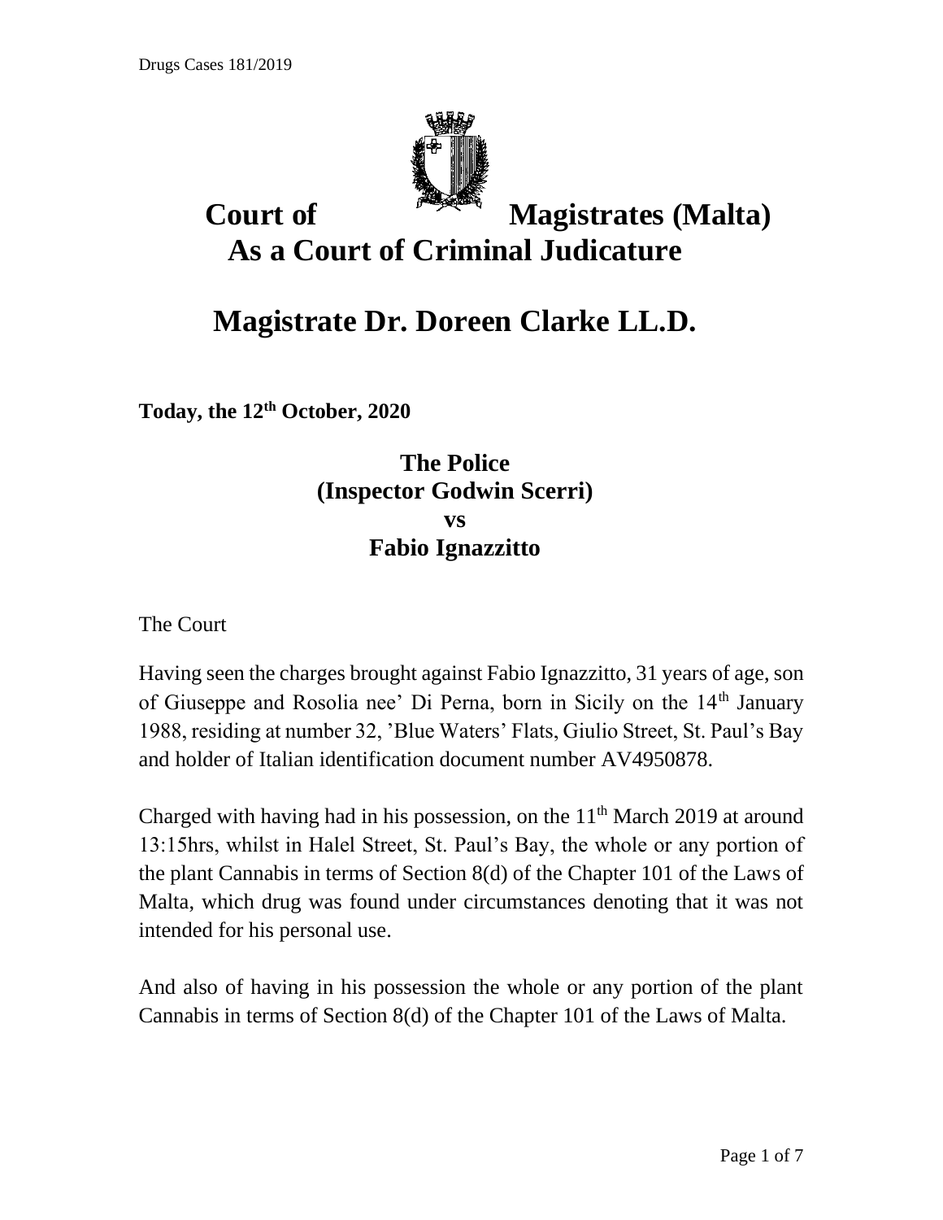# Court of Magistrates (Malta)
# As a Court of Criminal Judicature

## Magistrate Dr. Doreen Clarke LL.D.

**Today, the 12th October, 2020**

**The Police**
**(Inspector Godwin Scerri)**
**vs**
**Fabio Ignazzitto**

The Court

Having seen the charges brought against Fabio Ignazzitto, 31 years of age, son of Giuseppe and Rosolia nee' Di Perna, born in Sicily on the 14th January 1988, residing at number 32, 'Blue Waters' Flats, Giulio Street, St. Paul's Bay and holder of Italian identification document number AV4950878.

Charged with having had in his possession, on the 11th March 2019 at around 13:15hrs, whilst in Halel Street, St. Paul's Bay, the whole or any portion of the plant Cannabis in terms of Section 8(d) of the Chapter 101 of the Laws of Malta, which drug was found under circumstances denoting that it was not intended for his personal use.

And also of having in his possession the whole or any portion of the plant Cannabis in terms of Section 8(d) of the Chapter 101 of the Laws of Malta.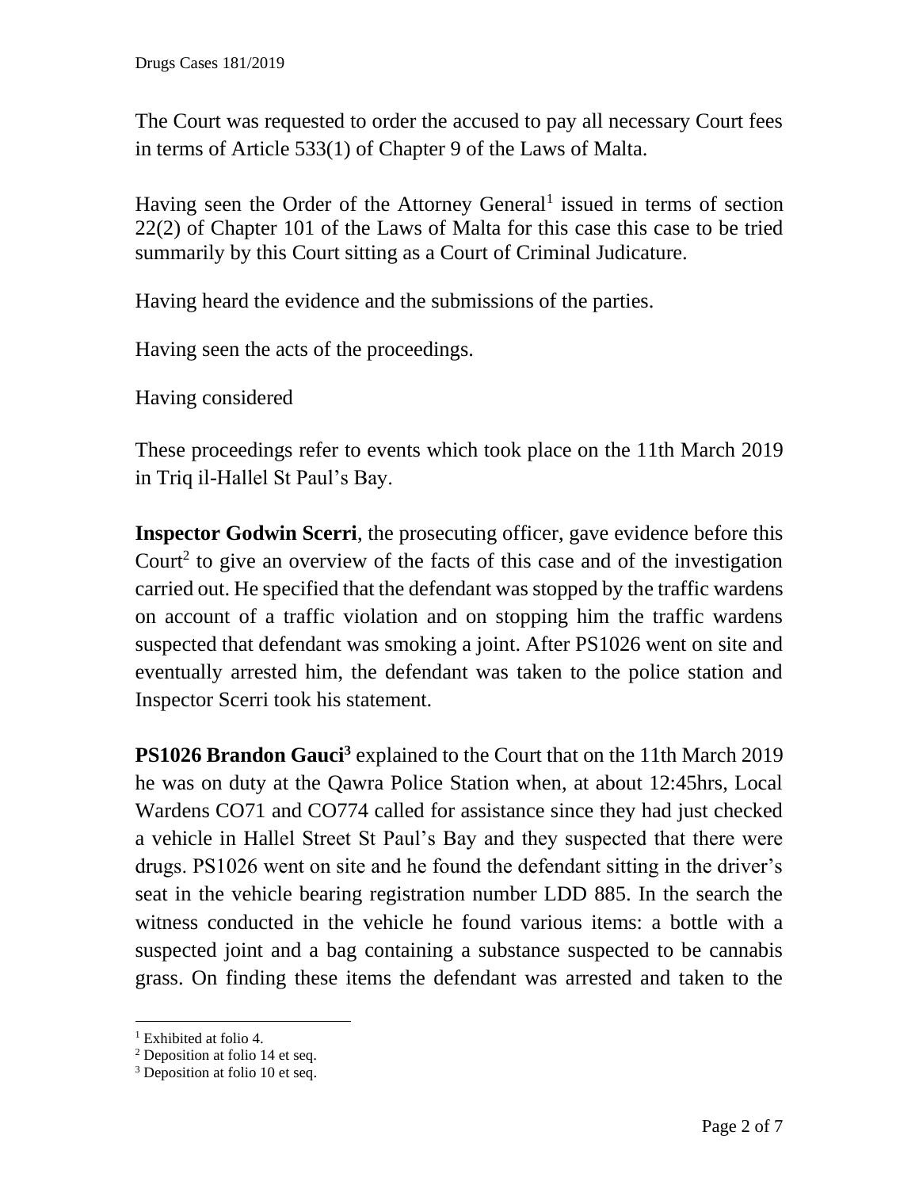The Court was requested to order the accused to pay all necessary Court fees in terms of Article 533(1) of Chapter 9 of the Laws of Malta.

Having seen the Order of the Attorney General[1] issued in terms of section 22(2) of Chapter 101 of the Laws of Malta for this case this case to be tried summarily by this Court sitting as a Court of Criminal Judicature.

Having heard the evidence and the submissions of the parties.

Having seen the acts of the proceedings.

Having considered

These proceedings refer to events which took place on the 11th March 2019 in Triq il-Hallel St Paul's Bay.

**Inspector Godwin Scerri**, the prosecuting officer, gave evidence before this Court[2] to give an overview of the facts of this case and of the investigation carried out. He specified that the defendant was stopped by the traffic wardens on account of a traffic violation and on stopping him the traffic wardens suspected that defendant was smoking a joint. After PS1026 went on site and eventually arrested him, the defendant was taken to the police station and Inspector Scerri took his statement.

**PS1026 Brandon Gauci[3]** explained to the Court that on the 11th March 2019 he was on duty at the Qawra Police Station when, at about 12:45hrs, Local Wardens CO71 and CO774 called for assistance since they had just checked a vehicle in Hallel Street St Paul's Bay and they suspected that there were drugs. PS1026 went on site and he found the defendant sitting in the driver's seat in the vehicle bearing registration number LDD 885. In the search the witness conducted in the vehicle he found various items: a bottle with a suspected joint and a bag containing a substance suspected to be cannabis grass. On finding these items the defendant was arrested and taken to the

---

[1] Exhibited at folio 4.

[2] Deposition at folio 14 et seq.

[3] Deposition at folio 10 et seq.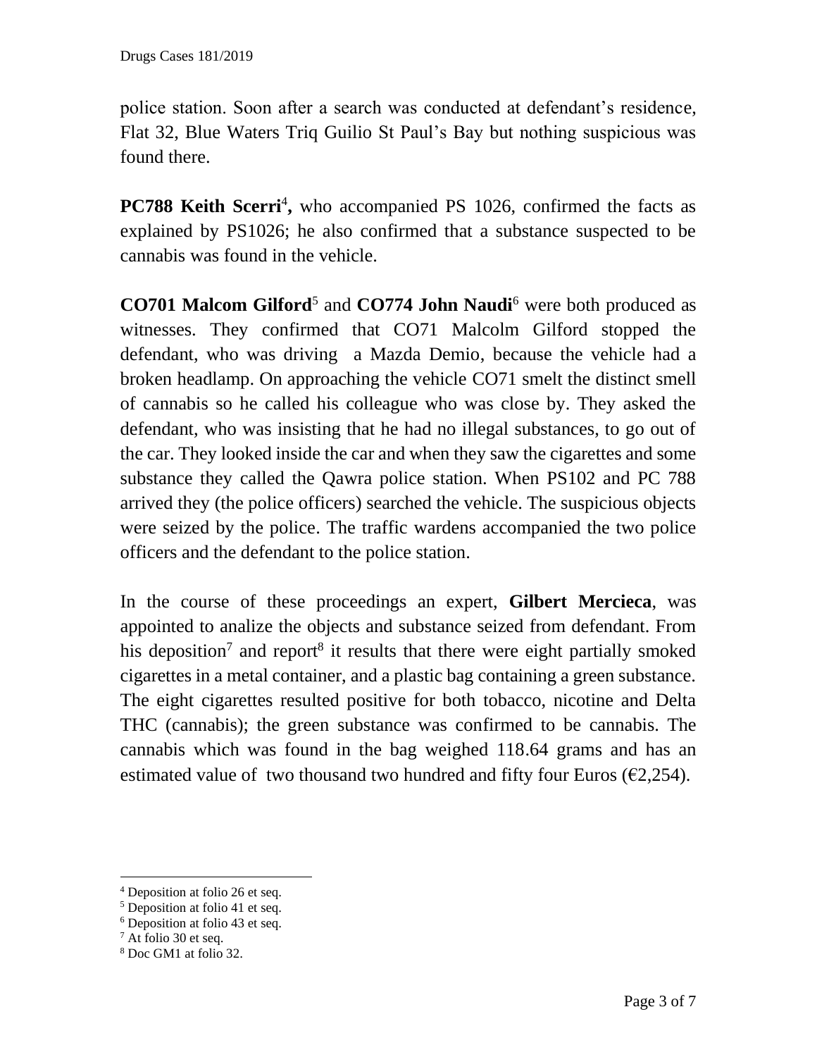police station. Soon after a search was conducted at defendant's residence, Flat 32, Blue Waters Triq Guilio St Paul's Bay but nothing suspicious was found there.

**PC788 Keith Scerri**[4]**,** who accompanied PS 1026, confirmed the facts as explained by PS1026; he also confirmed that a substance suspected to be cannabis was found in the vehicle.

**CO701 Malcom Gilford**[5] and **CO774 John Naudi**[6] were both produced as witnesses. They confirmed that CO71 Malcolm Gilford stopped the defendant, who was driving a Mazda Demio, because the vehicle had a broken headlamp. On approaching the vehicle CO71 smelt the distinct smell of cannabis so he called his colleague who was close by. They asked the defendant, who was insisting that he had no illegal substances, to go out of the car. They looked inside the car and when they saw the cigarettes and some substance they called the Qawra police station. When PS102 and PC 788 arrived they (the police officers) searched the vehicle. The suspicious objects were seized by the police. The traffic wardens accompanied the two police officers and the defendant to the police station.

In the course of these proceedings an expert, **Gilbert Mercieca**, was appointed to analize the objects and substance seized from defendant. From his deposition[7] and report[8] it results that there were eight partially smoked cigarettes in a metal container, and a plastic bag containing a green substance. The eight cigarettes resulted positive for both tobacco, nicotine and Delta THC (cannabis); the green substance was confirmed to be cannabis. The cannabis which was found in the bag weighed 118.64 grams and has an estimated value of two thousand two hundred and fifty four Euros (€2,254).

---

[4] Deposition at folio 26 et seq.
[5] Deposition at folio 41 et seq.
[6] Deposition at folio 43 et seq.
[7] At folio 30 et seq.
[8] Doc GM1 at folio 32.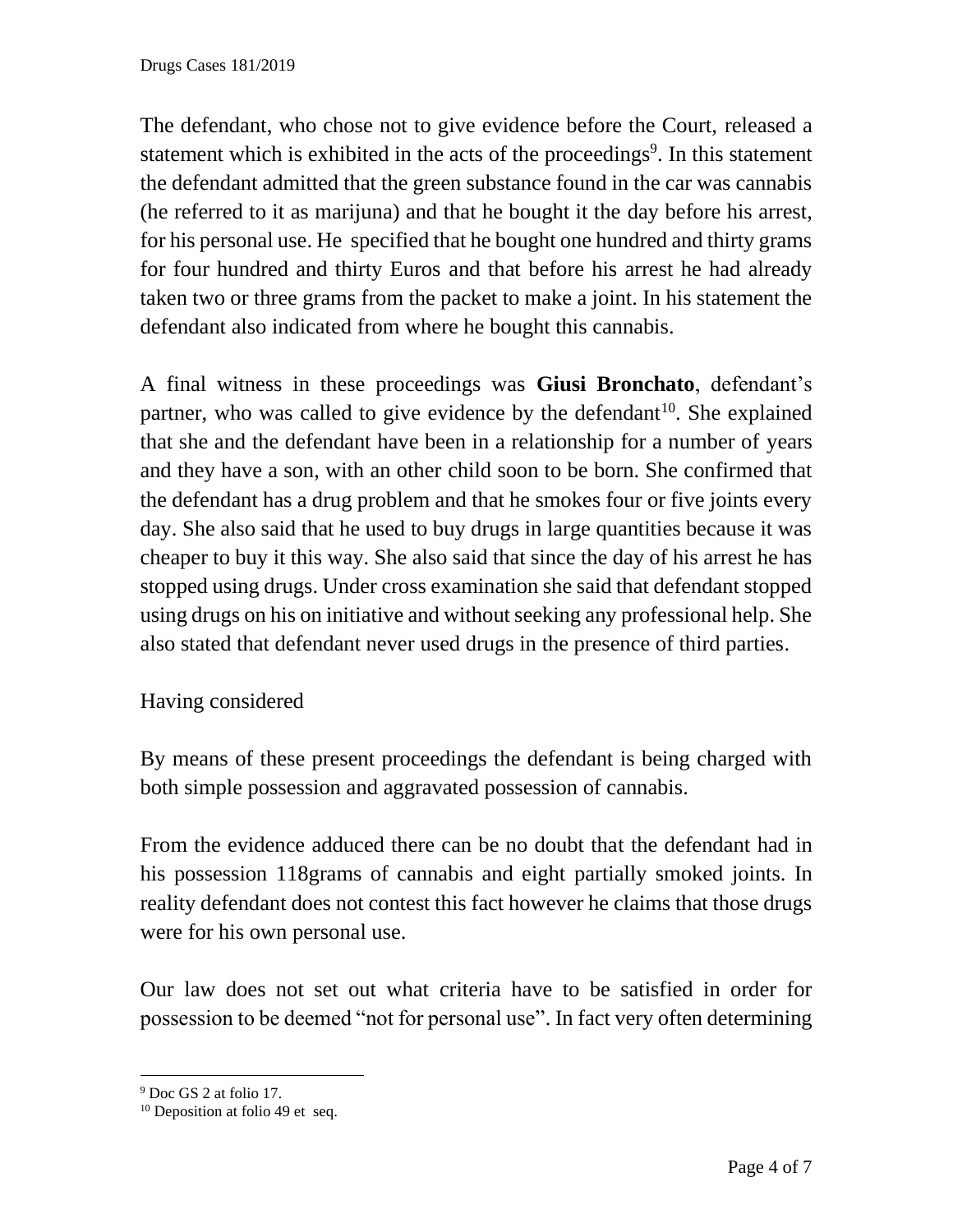The defendant, who chose not to give evidence before the Court, released a statement which is exhibited in the acts of the proceedings[9]. In this statement the defendant admitted that the green substance found in the car was cannabis (he referred to it as marijuna) and that he bought it the day before his arrest, for his personal use. He specified that he bought one hundred and thirty grams for four hundred and thirty Euros and that before his arrest he had already taken two or three grams from the packet to make a joint. In his statement the defendant also indicated from where he bought this cannabis.

A final witness in these proceedings was **Giusi Bronchato**, defendant's partner, who was called to give evidence by the defendant[10]. She explained that she and the defendant have been in a relationship for a number of years and they have a son, with an other child soon to be born. She confirmed that the defendant has a drug problem and that he smokes four or five joints every day. She also said that he used to buy drugs in large quantities because it was cheaper to buy it this way. She also said that since the day of his arrest he has stopped using drugs. Under cross examination she said that defendant stopped using drugs on his on initiative and without seeking any professional help. She also stated that defendant never used drugs in the presence of third parties.

Having considered

By means of these present proceedings the defendant is being charged with both simple possession and aggravated possession of cannabis.

From the evidence adduced there can be no doubt that the defendant had in his possession 118grams of cannabis and eight partially smoked joints. In reality defendant does not contest this fact however he claims that those drugs were for his own personal use.

Our law does not set out what criteria have to be satisfied in order for possession to be deemed "not for personal use". In fact very often determining

---

[9] Doc GS 2 at folio 17.

[10] Deposition at folio 49 et seq.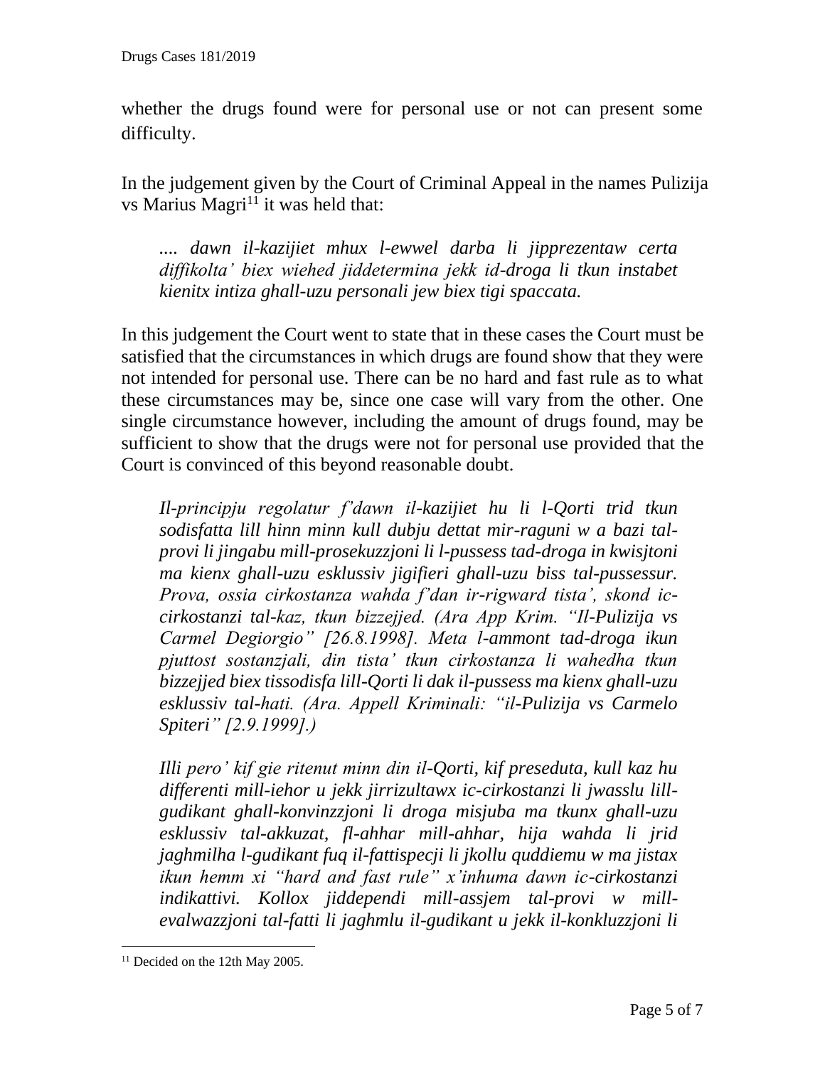whether the drugs found were for personal use or not can present some difficulty.

In the judgement given by the Court of Criminal Appeal in the names Pulizija vs Marius Magri[11] it was held that:

> *.... dawn il-kazijiet mhux l-ewwel darba li jipprezentaw certa diffikolta' biex wiehed jiddetermina jekk id-droga li tkun instabet kienitx intiza ghall-uzu personali jew biex tigi spaccata.*

In this judgement the Court went to state that in these cases the Court must be satisfied that the circumstances in which drugs are found show that they were not intended for personal use. There can be no hard and fast rule as to what these circumstances may be, since one case will vary from the other. One single circumstance however, including the amount of drugs found, may be sufficient to show that the drugs were not for personal use provided that the Court is convinced of this beyond reasonable doubt.

> *Il-principju regolatur f'dawn il-kazijiet hu li l-Qorti trid tkun sodisfatta lill hinn minn kull dubju dettat mir-raguni w a bazi tal-provi li jingabu mill-prosekuzzjoni li l-pussess tad-droga in kwisjtoni ma kienx ghall-uzu esklussiv jigifieri ghall-uzu biss tal-pussessur. Prova, ossia cirkostanza wahda f'dan ir-rigward tista', skond ic-cirkostanzi tal-kaz, tkun bizzejjed. (Ara App Krim. "Il-Pulizija vs Carmel Degiorgio" [26.8.1998]. Meta l-ammont tad-droga ikun pjuttost sostanzjali, din tista' tkun cirkostanza li wahedha tkun bizzejjed biex tissodisfa lill-Qorti li dak il-pussess ma kienx ghall-uzu esklussiv tal-hati. (Ara. Appell Kriminali: "il-Pulizija vs Carmelo Spiteri" [2.9.1999].)*
>
> *Illi pero' kif gie ritenut minn din il-Qorti, kif preseduta, kull kaz hu differenti mill-iehor u jekk jirrizultawx ic-cirkostanzi li jwasslu lill-gudikant ghall-konvinzzjoni li droga misjuba ma tkunx ghall-uzu esklussiv tal-akkuzat, fl-ahhar mill-ahhar, hija wahda li jrid jaghmilha l-gudikant fuq il-fattispecji li jkollu quddiemu w ma jistax ikun hemm xi "hard and fast rule" x'inhuma dawn ic-cirkostanzi indikattivi. Kollox jiddependi mill-assjem tal-provi w mill-evalwazzjoni tal-fatti li jaghmlu il-gudikant u jekk il-konkluzzjoni li*

[11] Decided on the 12th May 2005.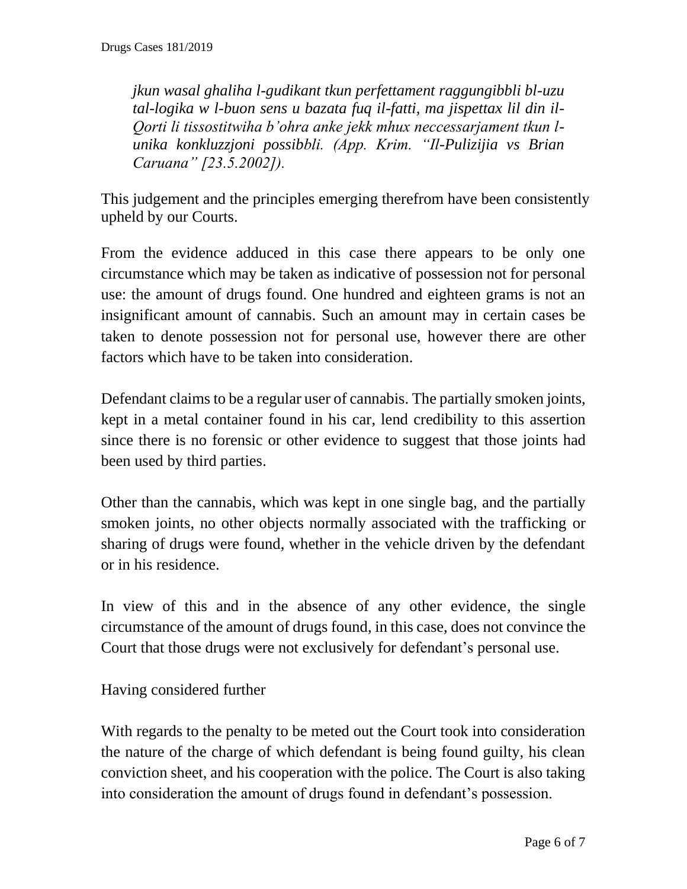*jkun wasal ghaliha l-gudikant tkun perfettament raggungibbli bl-uzu tal-logika w l-buon sens u bazata fuq il-fatti, ma jispettax lil din il-Qorti li tissostitwiha b'ohra anke jekk mhux neccessarjament tkun l-unika konkluzzjoni possibbli. (App. Krim. "Il-Pulizijia vs Brian Caruana" [23.5.2002]).*

This judgement and the principles emerging therefrom have been consistently upheld by our Courts.

From the evidence adduced in this case there appears to be only one circumstance which may be taken as indicative of possession not for personal use: the amount of drugs found. One hundred and eighteen grams is not an insignificant amount of cannabis. Such an amount may in certain cases be taken to denote possession not for personal use, however there are other factors which have to be taken into consideration.

Defendant claims to be a regular user of cannabis. The partially smoken joints, kept in a metal container found in his car, lend credibility to this assertion since there is no forensic or other evidence to suggest that those joints had been used by third parties.

Other than the cannabis, which was kept in one single bag, and the partially smoken joints, no other objects normally associated with the trafficking or sharing of drugs were found, whether in the vehicle driven by the defendant or in his residence.

In view of this and in the absence of any other evidence, the single circumstance of the amount of drugs found, in this case, does not convince the Court that those drugs were not exclusively for defendant's personal use.

Having considered further

With regards to the penalty to be meted out the Court took into consideration the nature of the charge of which defendant is being found guilty, his clean conviction sheet, and his cooperation with the police. The Court is also taking into consideration the amount of drugs found in defendant's possession.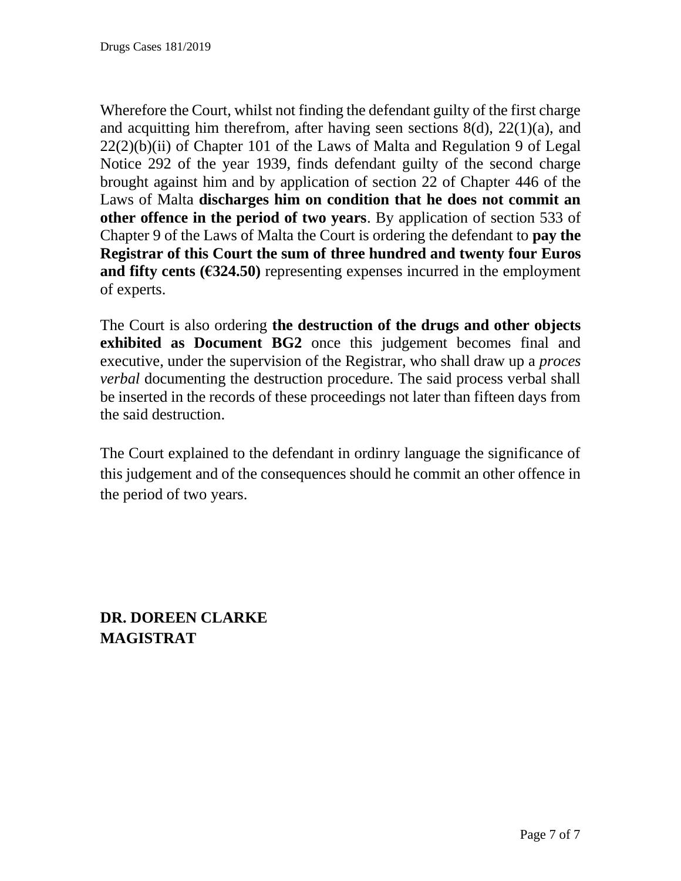Wherefore the Court, whilst not finding the defendant guilty of the first charge and acquitting him therefrom, after having seen sections 8(d), 22(1)(a), and 22(2)(b)(ii) of Chapter 101 of the Laws of Malta and Regulation 9 of Legal Notice 292 of the year 1939, finds defendant guilty of the second charge brought against him and by application of section 22 of Chapter 446 of the Laws of Malta **discharges him on condition that he does not commit an other offence in the period of two years**. By application of section 533 of Chapter 9 of the Laws of Malta the Court is ordering the defendant to **pay the Registrar of this Court the sum of three hundred and twenty four Euros and fifty cents (€324.50)** representing expenses incurred in the employment of experts.

The Court is also ordering **the destruction of the drugs and other objects exhibited as Document BG2** once this judgement becomes final and executive, under the supervision of the Registrar, who shall draw up a *proces verbal* documenting the destruction procedure. The said process verbal shall be inserted in the records of these proceedings not later than fifteen days from the said destruction.

The Court explained to the defendant in ordinry language the significance of this judgement and of the consequences should he commit an other offence in the period of two years.

**DR. DOREEN CLARKE**
**MAGISTRAT**